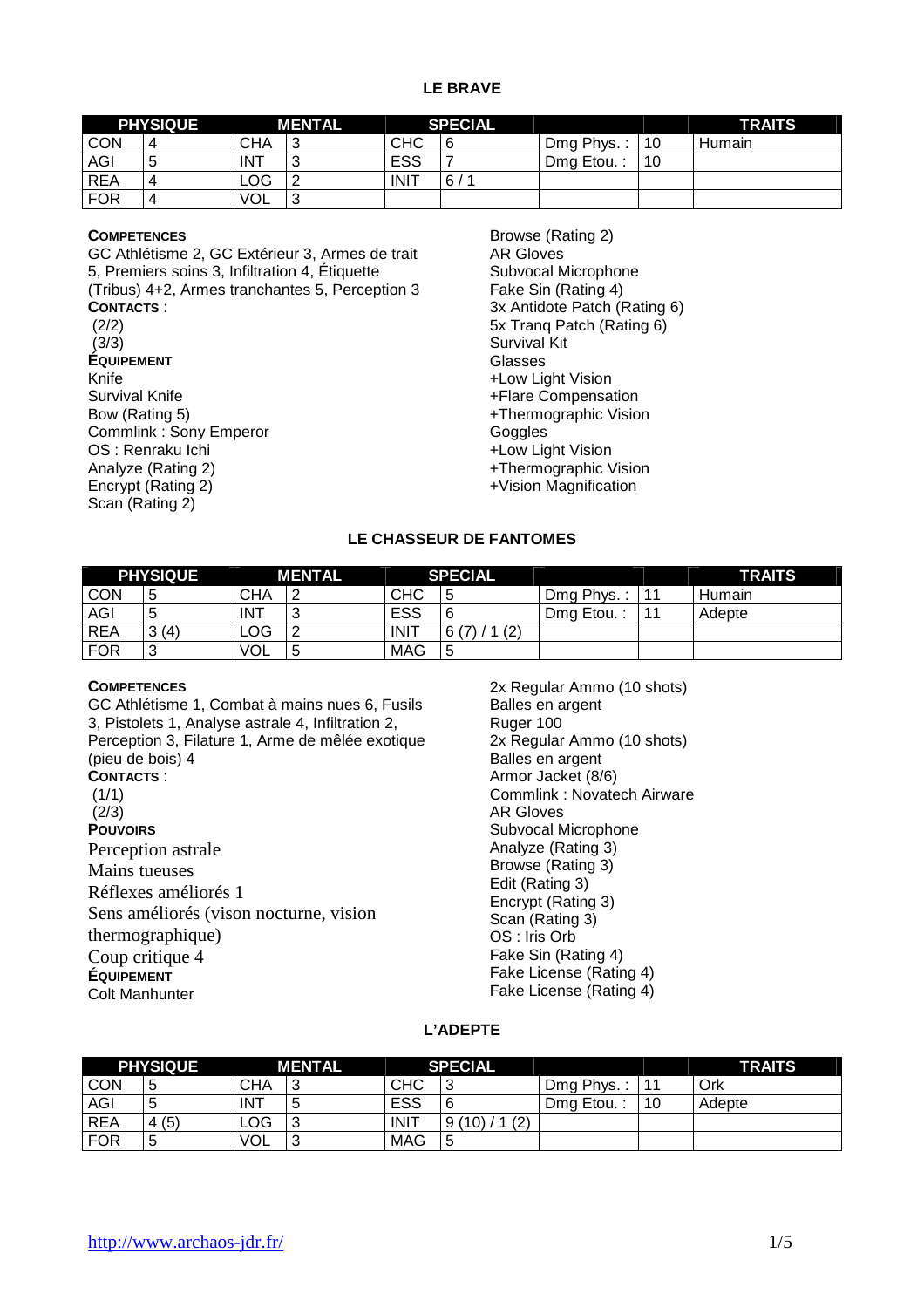## LE BRAVE

| PHYSIQUE | | MENTAL | | SPECIAL | | | | TRAITS |
|---|---|---|---|---|---|---|---|---|
| CON | 4 | CHA | 3 | CHC | 6 | Dmg Phys. : | 10 | Humain |
| AGI | 5 | INT | 3 | ESS | 7 | Dmg Etou. : | 10 | |
| REA | 4 | LOG | 2 | INIT | 6 / 1 | | | |
| FOR | 4 | VOL | 3 | | | | | |

**COMPETENCES**
GC Athlétisme 2, GC Extérieur 3, Armes de trait 5, Premiers soins 3, Infiltration 4, Étiquette (Tribus) 4+2, Armes tranchantes 5, Perception 3

**CONTACTS** :
(2/2)
(3/3)

**ÉQUIPEMENT**
Knife
Survival Knife
Bow (Rating 5)
Commlink : Sony Emperor
OS : Renraku Ichi
Analyze (Rating 2)
Encrypt (Rating 2)
Scan (Rating 2)
Browse (Rating 2)
AR Gloves
Subvocal Microphone
Fake Sin (Rating 4)
3x Antidote Patch (Rating 6)
5x Tranq Patch (Rating 6)
Survival Kit
Glasses
+Low Light Vision
+Flare Compensation
+Thermographic Vision
Goggles
+Low Light Vision
+Thermographic Vision
+Vision Magnification

## LE CHASSEUR DE FANTOMES

| PHYSIQUE | | MENTAL | | SPECIAL | | | | TRAITS |
|---|---|---|---|---|---|---|---|---|
| CON | 5 | CHA | 2 | CHC | 5 | Dmg Phys. : | 11 | Humain |
| AGI | 5 | INT | 3 | ESS | 6 | Dmg Etou. : | 11 | Adepte |
| REA | 3 (4) | LOG | 2 | INIT | 6 (7) / 1 (2) | | | |
| FOR | 3 | VOL | 5 | MAG | 5 | | | |

**COMPETENCES**
GC Athlétisme 1, Combat à mains nues 6, Fusils 3, Pistolets 1, Analyse astrale 4, Infiltration 2, Perception 3, Filature 1, Arme de mêlée exotique (pieu de bois) 4

**CONTACTS** :
(1/1)
(2/3)

**POUVOIRS**
Perception astrale
Mains tueuses
Réflexes améliorés 1
Sens améliorés (vison nocturne, vision thermographique)
Coup critique 4

**ÉQUIPEMENT**
Colt Manhunter
2x Regular Ammo (10 shots)
Balles en argent
Ruger 100
2x Regular Ammo (10 shots)
Balles en argent
Armor Jacket (8/6)
Commlink : Novatech Airware
AR Gloves
Subvocal Microphone
Analyze (Rating 3)
Browse (Rating 3)
Edit (Rating 3)
Encrypt (Rating 3)
Scan (Rating 3)
OS : Iris Orb
Fake Sin (Rating 4)
Fake License (Rating 4)
Fake License (Rating 4)

## L'ADEPTE

| PHYSIQUE | | MENTAL | | SPECIAL | | | | TRAITS |
|---|---|---|---|---|---|---|---|---|
| CON | 5 | CHA | 3 | CHC | 3 | Dmg Phys. : | 11 | Ork |
| AGI | 5 | INT | 5 | ESS | 6 | Dmg Etou. : | 10 | Adepte |
| REA | 4 (5) | LOG | 3 | INIT | 9 (10) / 1 (2) | | | |
| FOR | 5 | VOL | 3 | MAG | 5 | | | |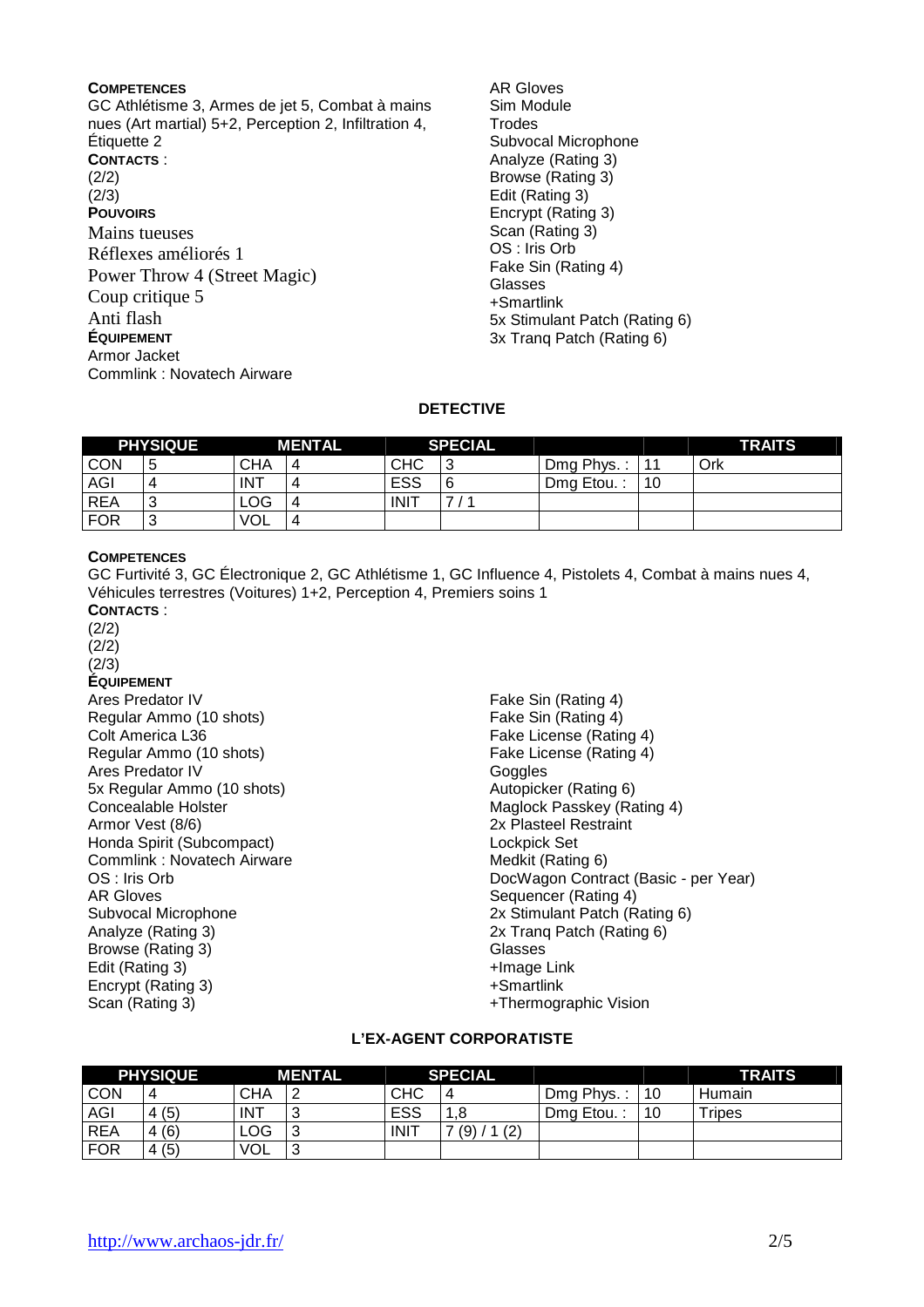**COMPETENCES**
GC Athlétisme 3, Armes de jet 5, Combat à mains nues (Art martial) 5+2, Perception 2, Infiltration 4, Étiquette 2
**CONTACTS** :
(2/2)
(2/3)
**POUVOIRS**
Mains tueuses
Réflexes améliorés 1
Power Throw 4 (Street Magic)
Coup critique 5
Anti flash
**ÉQUIPEMENT**
Armor Jacket
Commlink : Novatech Airware
AR Gloves
Sim Module
Trodes
Subvocal Microphone
Analyze (Rating 3)
Browse (Rating 3)
Edit (Rating 3)
Encrypt (Rating 3)
Scan (Rating 3)
OS : Iris Orb
Fake Sin (Rating 4)
Glasses
+Smartlink
5x Stimulant Patch (Rating 6)
3x Tranq Patch (Rating 6)

## DETECTIVE

| PHYSIQUE | | MENTAL | | SPECIAL | | | | TRAITS |
|---|---|---|---|---|---|---|---|---|
| CON | 5 | CHA | 4 | CHC | 3 | Dmg Phys. : | 11 | Ork |
| AGI | 4 | INT | 4 | ESS | 6 | Dmg Etou. : | 10 | |
| REA | 3 | LOG | 4 | INIT | 7 / 1 | | | |
| FOR | 3 | VOL | 4 | | | | | |

**COMPETENCES**
GC Furtivité 3, GC Électronique 2, GC Athlétisme 1, GC Influence 4, Pistolets 4, Combat à mains nues 4, Véhicules terrestres (Voitures) 1+2, Perception 4, Premiers soins 1
**CONTACTS** :
(2/2)
(2/2)
(2/3)
**ÉQUIPEMENT**
Ares Predator IV
Regular Ammo (10 shots)
Colt America L36
Regular Ammo (10 shots)
Ares Predator IV
5x Regular Ammo (10 shots)
Concealable Holster
Armor Vest (8/6)
Honda Spirit (Subcompact)
Commlink : Novatech Airware
OS : Iris Orb
AR Gloves
Subvocal Microphone
Analyze (Rating 3)
Browse (Rating 3)
Edit (Rating 3)
Encrypt (Rating 3)
Scan (Rating 3)
Fake Sin (Rating 4)
Fake Sin (Rating 4)
Fake License (Rating 4)
Fake License (Rating 4)
Goggles
Autopicker (Rating 6)
Maglock Passkey (Rating 4)
2x Plasteel Restraint
Lockpick Set
Medkit (Rating 6)
DocWagon Contract (Basic - per Year)
Sequencer (Rating 4)
2x Stimulant Patch (Rating 6)
2x Tranq Patch (Rating 6)
Glasses
+Image Link
+Smartlink
+Thermographic Vision

## L'EX-AGENT CORPORATISTE

| PHYSIQUE | | MENTAL | | SPECIAL | | | | TRAITS |
|---|---|---|---|---|---|---|---|---|
| CON | 4 | CHA | 2 | CHC | 4 | Dmg Phys. : | 10 | Humain |
| AGI | 4 (5) | INT | 3 | ESS | 1,8 | Dmg Etou. : | 10 | Tripes |
| REA | 4 (6) | LOG | 3 | INIT | 7 (9) / 1 (2) | | | |
| FOR | 4 (5) | VOL | 3 | | | | | |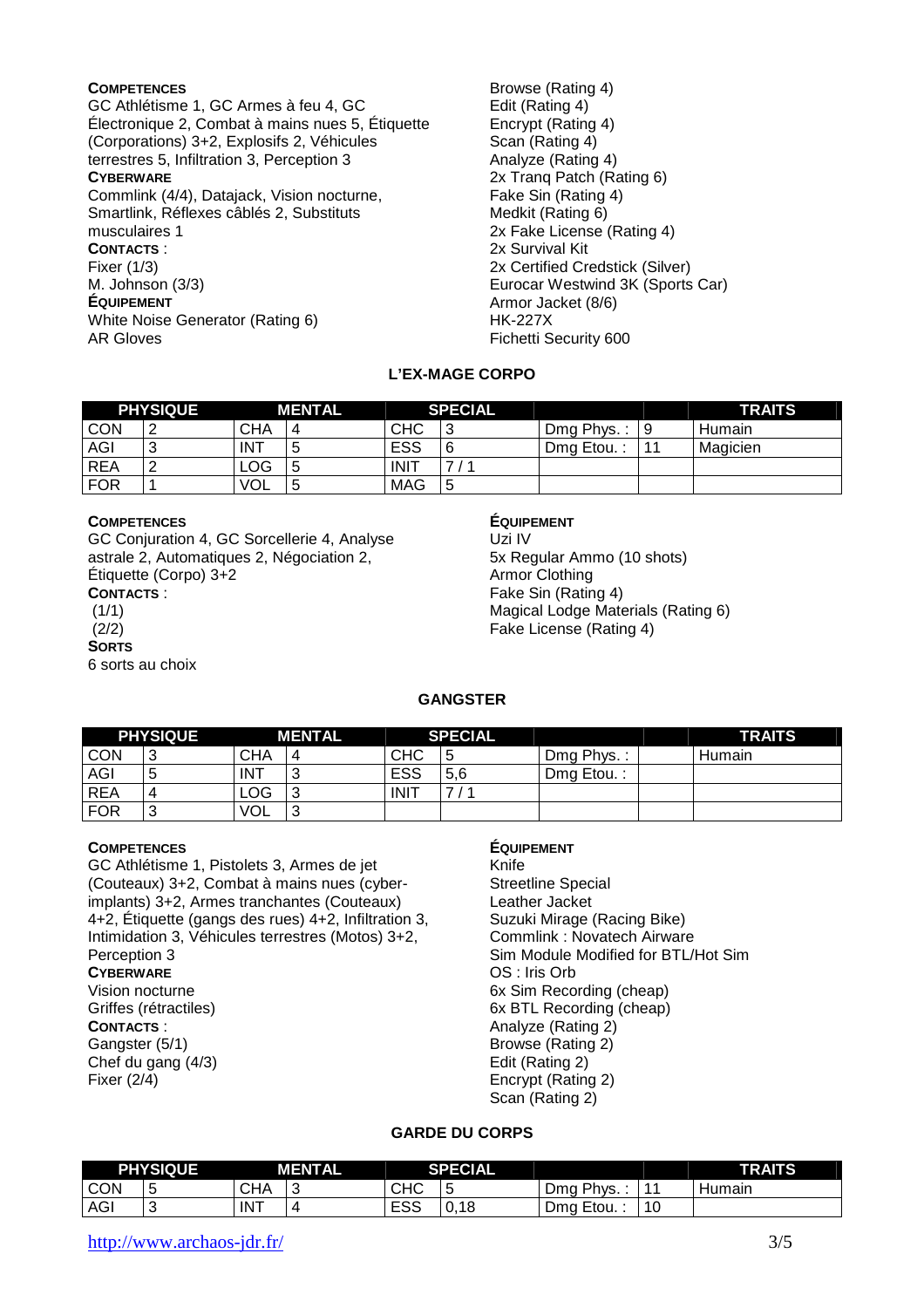**COMPETENCES**
GC Athlétisme 1, GC Armes à feu 4, GC Électronique 2, Combat à mains nues 5, Étiquette (Corporations) 3+2, Explosifs 2, Véhicules terrestres 5, Infiltration 3, Perception 3
**CYBERWARE**
Commlink (4/4), Datajack, Vision nocturne, Smartlink, Réflexes câblés 2, Substituts musculaires 1
**CONTACTS** :
Fixer (1/3)
M. Johnson (3/3)
**ÉQUIPEMENT**
White Noise Generator (Rating 6)
AR Gloves
Browse (Rating 4)
Edit (Rating 4)
Encrypt (Rating 4)
Scan (Rating 4)
Analyze (Rating 4)
2x Tranq Patch (Rating 6)
Fake Sin (Rating 4)
Medkit (Rating 6)
2x Fake License (Rating 4)
2x Survival Kit
2x Certified Credstick (Silver)
Eurocar Westwind 3K (Sports Car)
Armor Jacket (8/6)
HK-227X
Fichetti Security 600

## L'EX-MAGE CORPO

| PHYSIQUE | | MENTAL | | SPECIAL | | | | TRAITS |
|---|---|---|---|---|---|---|---|---|
| CON | 2 | CHA | 4 | CHC | 3 | Dmg Phys. : | 9 | Humain |
| AGI | 3 | INT | 5 | ESS | 6 | Dmg Etou. : | 11 | Magicien |
| REA | 2 | LOG | 5 | INIT | 7 / 1 | | | |
| FOR | 1 | VOL | 5 | MAG | 5 | | | |

**COMPETENCES**
GC Conjuration 4, GC Sorcellerie 4, Analyse astrale 2, Automatiques 2, Négociation 2, Étiquette (Corpo) 3+2
**CONTACTS** :
(1/1)
(2/2)
**SORTS**
6 sorts au choix

**ÉQUIPEMENT**
Uzi IV
5x Regular Ammo (10 shots)
Armor Clothing
Fake Sin (Rating 4)
Magical Lodge Materials (Rating 6)
Fake License (Rating 4)

## GANGSTER

| PHYSIQUE | | MENTAL | | SPECIAL | | | | TRAITS |
|---|---|---|---|---|---|---|---|---|
| CON | 3 | CHA | 4 | CHC | 5 | Dmg Phys. : | | Humain |
| AGI | 5 | INT | 3 | ESS | 5,6 | Dmg Etou. : | | |
| REA | 4 | LOG | 3 | INIT | 7 / 1 | | | |
| FOR | 3 | VOL | 3 | | | | | |

**COMPETENCES**
GC Athlétisme 1, Pistolets 3, Armes de jet (Couteaux) 3+2, Combat à mains nues (cyber-implants) 3+2, Armes tranchantes (Couteaux) 4+2, Étiquette (gangs des rues) 4+2, Infiltration 3, Intimidation 3, Véhicules terrestres (Motos) 3+2, Perception 3
**CYBERWARE**
Vision nocturne
Griffes (rétractiles)
**CONTACTS** :
Gangster (5/1)
Chef du gang (4/3)
Fixer (2/4)

**ÉQUIPEMENT**
Knife
Streetline Special
Leather Jacket
Suzuki Mirage (Racing Bike)
Commlink : Novatech Airware
Sim Module Modified for BTL/Hot Sim
OS : Iris Orb
6x Sim Recording (cheap)
6x BTL Recording (cheap)
Analyze (Rating 2)
Browse (Rating 2)
Edit (Rating 2)
Encrypt (Rating 2)
Scan (Rating 2)

## GARDE DU CORPS

| PHYSIQUE | | MENTAL | | SPECIAL | | | | TRAITS |
|---|---|---|---|---|---|---|---|---|
| CON | 5 | CHA | 3 | CHC | 5 | Dmg Phys. : | 11 | Humain |
| AGI | 3 | INT | 4 | ESS | 0,18 | Dmg Etou. : | 10 | |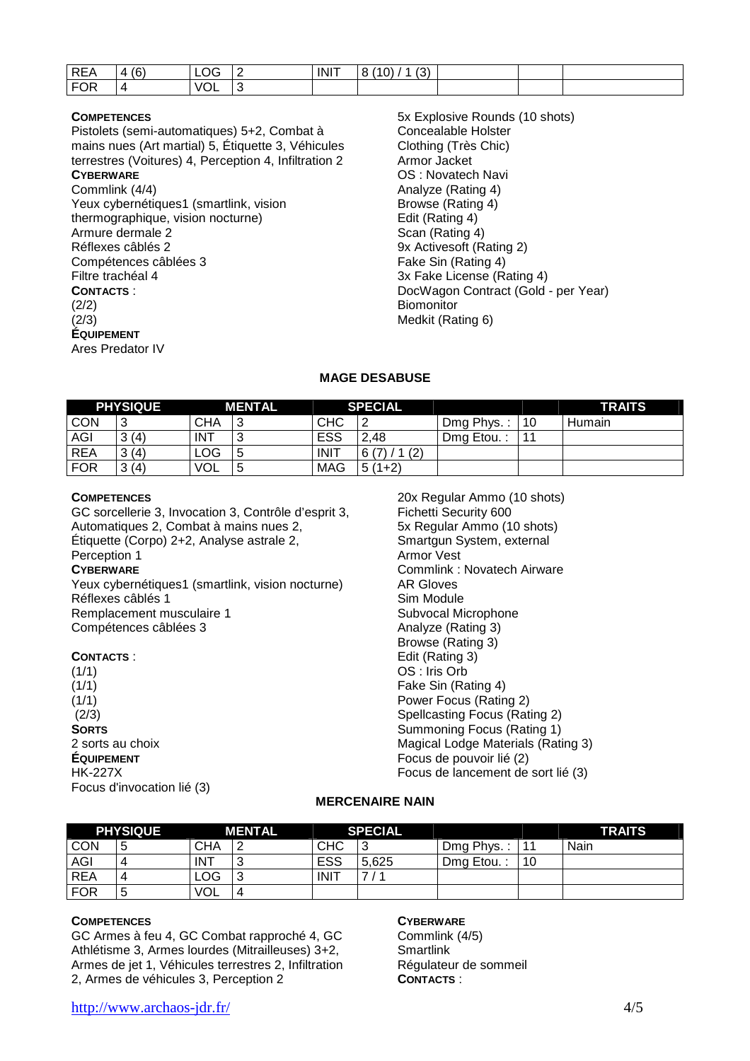| REA | 4 (6) | LOG | 2 | INIT | 8 (10) / 1 (3) | | | |
|---|---|---|---|---|---|---|---|---|
| FOR | 4 | VOL | 3 | | | | | |

**COMPETENCES**
Pistolets (semi-automatiques) 5+2, Combat à mains nues (Art martial) 5, Étiquette 3, Véhicules terrestres (Voitures) 4, Perception 4, Infiltration 2
**CYBERWARE**
Commlink (4/4)
Yeux cybernétiques1 (smartlink, vision thermographique, vision nocturne)
Armure dermale 2
Réflexes câblés 2
Compétences câblées 3
Filtre trachéal 4
**CONTACTS** :
(2/2)
(2/3)
**ÉQUIPEMENT**
Ares Predator IV
5x Explosive Rounds (10 shots)
Concealable Holster
Clothing (Très Chic)
Armor Jacket
OS : Novatech Navi
Analyze (Rating 4)
Browse (Rating 4)
Edit (Rating 4)
Scan (Rating 4)
9x Activesoft (Rating 2)
Fake Sin (Rating 4)
3x Fake License (Rating 4)
DocWagon Contract (Gold - per Year)
Biomonitor
Medkit (Rating 6)

## MAGE DESABUSE

| PHYSIQUE | | MENTAL | | SPECIAL | | | | TRAITS |
|---|---|---|---|---|---|---|---|---|
| CON | 3 | CHA | 3 | CHC | 2 | Dmg Phys. : | 10 | Humain |
| AGI | 3 (4) | INT | 3 | ESS | 2,48 | Dmg Etou. : | 11 | |
| REA | 3 (4) | LOG | 5 | INIT | 6 (7) / 1 (2) | | | |
| FOR | 3 (4) | VOL | 5 | MAG | 5 (1+2) | | | |

**COMPETENCES**
GC sorcellerie 3, Invocation 3, Contrôle d'esprit 3, Automatiques 2, Combat à mains nues 2, Étiquette (Corpo) 2+2, Analyse astrale 2, Perception 1
**CYBERWARE**
Yeux cybernétiques1 (smartlink, vision nocturne)
Réflexes câblés 1
Remplacement musculaire 1
Compétences câblées 3

**CONTACTS** :
(1/1)
(1/1)
(1/1)
(2/3)
**SORTS**
2 sorts au choix
**ÉQUIPEMENT**
HK-227X
Focus d'invocation lié (3)
20x Regular Ammo (10 shots)
Fichetti Security 600
5x Regular Ammo (10 shots)
Smartgun System, external
Armor Vest
Commlink : Novatech Airware
AR Gloves
Sim Module
Subvocal Microphone
Analyze (Rating 3)
Browse (Rating 3)
Edit (Rating 3)
OS : Iris Orb
Fake Sin (Rating 4)
Power Focus (Rating 2)
Spellcasting Focus (Rating 2)
Summoning Focus (Rating 1)
Magical Lodge Materials (Rating 3)
Focus de pouvoir lié (2)
Focus de lancement de sort lié (3)

## MERCENAIRE NAIN

| PHYSIQUE | | MENTAL | | SPECIAL | | | | TRAITS |
|---|---|---|---|---|---|---|---|---|
| CON | 5 | CHA | 2 | CHC | 3 | Dmg Phys. : | 11 | Nain |
| AGI | 4 | INT | 3 | ESS | 5,625 | Dmg Etou. : | 10 | |
| REA | 4 | LOG | 3 | INIT | 7 / 1 | | | |
| FOR | 5 | VOL | 4 | | | | | |

**COMPETENCES**
GC Armes à feu 4, GC Combat rapproché 4, GC Athlétisme 3, Armes lourdes (Mitrailleuses) 3+2, Armes de jet 1, Véhicules terrestres 2, Infiltration 2, Armes de véhicules 3, Perception 2

**CYBERWARE**
Commlink (4/5)
Smartlink
Régulateur de sommeil
**CONTACTS** :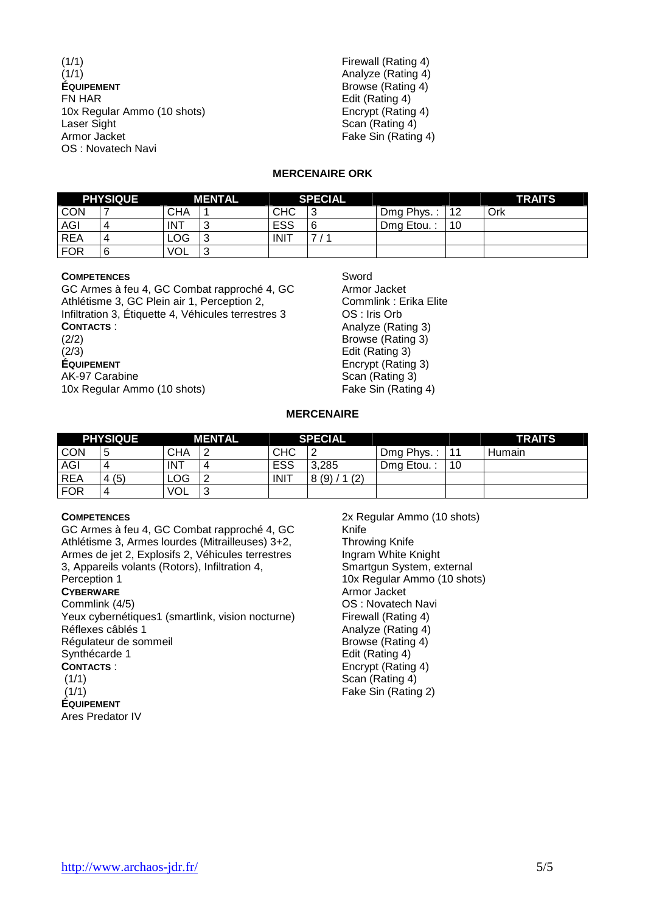(1/1)
(1/1)
**ÉQUIPEMENT**
FN HAR
10x Regular Ammo (10 shots)
Laser Sight
Armor Jacket
OS : Novatech Navi
Firewall (Rating 4)
Analyze (Rating 4)
Browse (Rating 4)
Edit (Rating 4)
Encrypt (Rating 4)
Scan (Rating 4)
Fake Sin (Rating 4)

### MERCENAIRE ORK

| PHYSIQUE | | MENTAL | | SPECIAL | | | | TRAITS |
|---|---|---|---|---|---|---|---|---|
| CON | 7 | CHA | 1 | CHC | 3 | Dmg Phys. : | 12 | Ork |
| AGI | 4 | INT | 3 | ESS | 6 | Dmg Etou. : | 10 | |
| REA | 4 | LOG | 3 | INIT | 7 / 1 | | | |
| FOR | 6 | VOL | 3 | | | | | |

**COMPETENCES**
GC Armes à feu 4, GC Combat rapproché 4, GC Athlétisme 3, GC Plein air 1, Perception 2, Infiltration 3, Étiquette 4, Véhicules terrestres 3
**CONTACTS** :
(2/2)
(2/3)
**ÉQUIPEMENT**
AK-97 Carabine
10x Regular Ammo (10 shots)
Sword
Armor Jacket
Commlink : Erika Elite
OS : Iris Orb
Analyze (Rating 3)
Browse (Rating 3)
Edit (Rating 3)
Encrypt (Rating 3)
Scan (Rating 3)
Fake Sin (Rating 4)

### MERCENAIRE

| PHYSIQUE | | MENTAL | | SPECIAL | | | | TRAITS |
|---|---|---|---|---|---|---|---|---|
| CON | 5 | CHA | 2 | CHC | 2 | Dmg Phys. : | 11 | Humain |
| AGI | 4 | INT | 4 | ESS | 3,285 | Dmg Etou. : | 10 | |
| REA | 4 (5) | LOG | 2 | INIT | 8 (9) / 1 (2) | | | |
| FOR | 4 | VOL | 3 | | | | | |

**COMPETENCES**
GC Armes à feu 4, GC Combat rapproché 4, GC Athlétisme 3, Armes lourdes (Mitrailleuses) 3+2, Armes de jet 2, Explosifs 2, Véhicules terrestres 3, Appareils volants (Rotors), Infiltration 4, Perception 1
**CYBERWARE**
Commlink (4/5)
Yeux cybernétiques1 (smartlink, vision nocturne)
Réflexes câblés 1
Régulateur de sommeil
Synthécarde 1
**CONTACTS** :
(1/1)
(1/1)
**ÉQUIPEMENT**
Ares Predator IV
2x Regular Ammo (10 shots)
Knife
Throwing Knife
Ingram White Knight
Smartgun System, external
10x Regular Ammo (10 shots)
Armor Jacket
OS : Novatech Navi
Firewall (Rating 4)
Analyze (Rating 4)
Browse (Rating 4)
Edit (Rating 4)
Encrypt (Rating 4)
Scan (Rating 4)
Fake Sin (Rating 2)

http://www.archaos-jdr.fr/